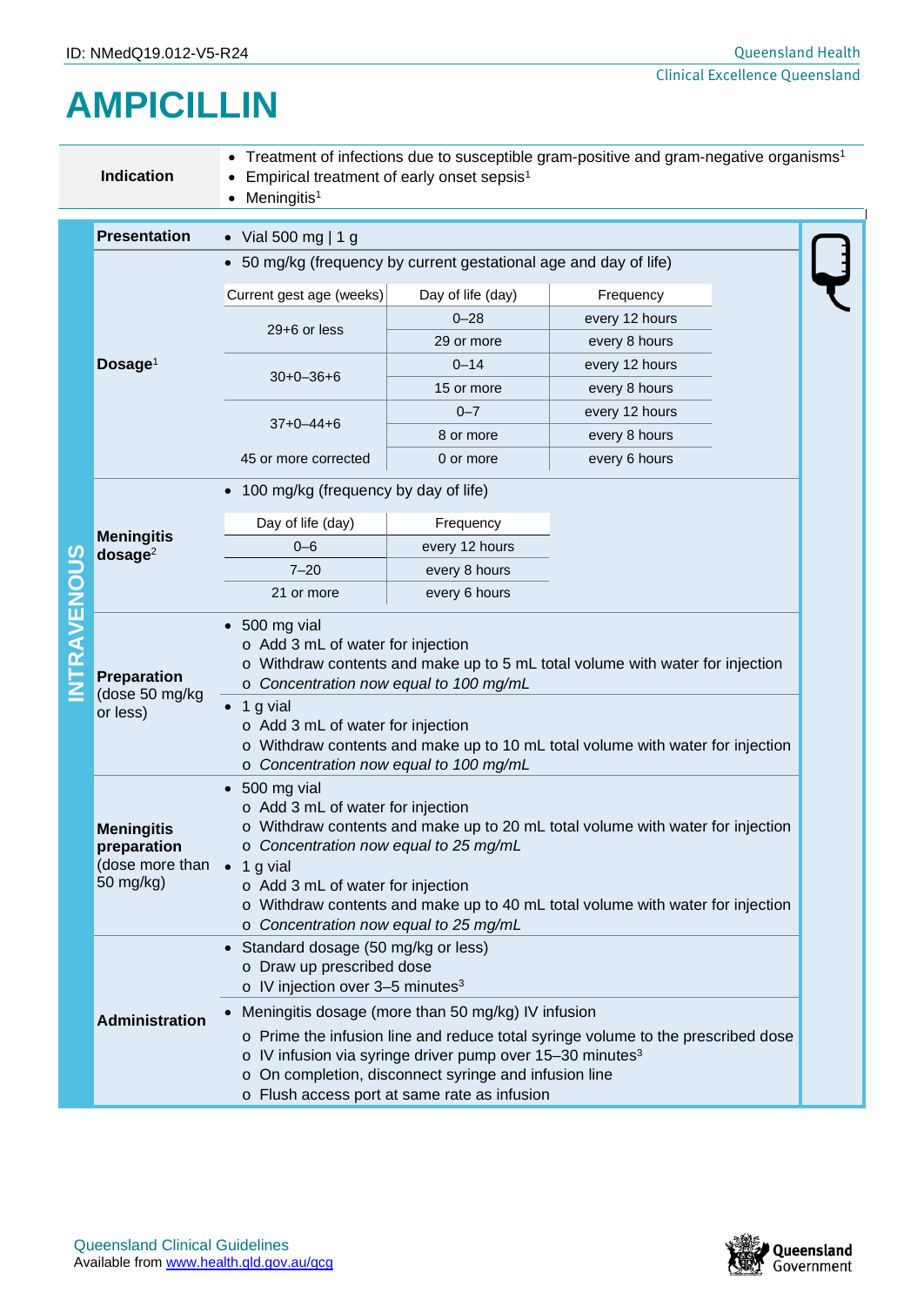ID: NMedQ19.012-V5-R24

# AMPICILLIN

| Indication | |
|---|---|
| | • Treatment of infections due to susceptible gram-positive and gram-negative organisms[1]<br>• Empirical treatment of early onset sepsis[1]<br>• Meningitis[1] |

## INTRAVENOUS

**Presentation**

- Vial 500 mg | 1 g

**Dosage**[1]

- 50 mg/kg (frequency by current gestational age and day of life)

| Current gest age (weeks) | Day of life (day) | Frequency |
|---|---|---|
| 29+6 or less | 0–28 | every 12 hours |
| | 29 or more | every 8 hours |
| 30+0–36+6 | 0–14 | every 12 hours |
| | 15 or more | every 8 hours |
| 37+0–44+6 | 0–7 | every 12 hours |
| | 8 or more | every 8 hours |
| 45 or more corrected | 0 or more | every 6 hours |

**Meningitis dosage**[2]

- 100 mg/kg (frequency by day of life)

| Day of life (day) | Frequency |
|---|---|
| 0–6 | every 12 hours |
| 7–20 | every 8 hours |
| 21 or more | every 6 hours |

**Preparation** (dose 50 mg/kg or less)

- 500 mg vial
  - Add 3 mL of water for injection
  - Withdraw contents and make up to 5 mL total volume with water for injection
  - *Concentration now equal to 100 mg/mL*
- 1 g vial
  - Add 3 mL of water for injection
  - Withdraw contents and make up to 10 mL total volume with water for injection
  - *Concentration now equal to 100 mg/mL*

**Meningitis preparation** (dose more than 50 mg/kg)

- 500 mg vial
  - Add 3 mL of water for injection
  - Withdraw contents and make up to 20 mL total volume with water for injection
  - *Concentration now equal to 25 mg/mL*
- 1 g vial
  - Add 3 mL of water for injection
  - Withdraw contents and make up to 40 mL total volume with water for injection
  - *Concentration now equal to 25 mg/mL*

**Administration**

- Standard dosage (50 mg/kg or less)
  - Draw up prescribed dose
  - IV injection over 3–5 minutes[3]
- Meningitis dosage (more than 50 mg/kg) IV infusion
  - Prime the infusion line and reduce total syringe volume to the prescribed dose
  - IV infusion via syringe driver pump over 15–30 minutes[3]
  - On completion, disconnect syringe and infusion line
  - Flush access port at same rate as infusion

Queensland Clinical Guidelines
Available from www.health.qld.gov.au/qcg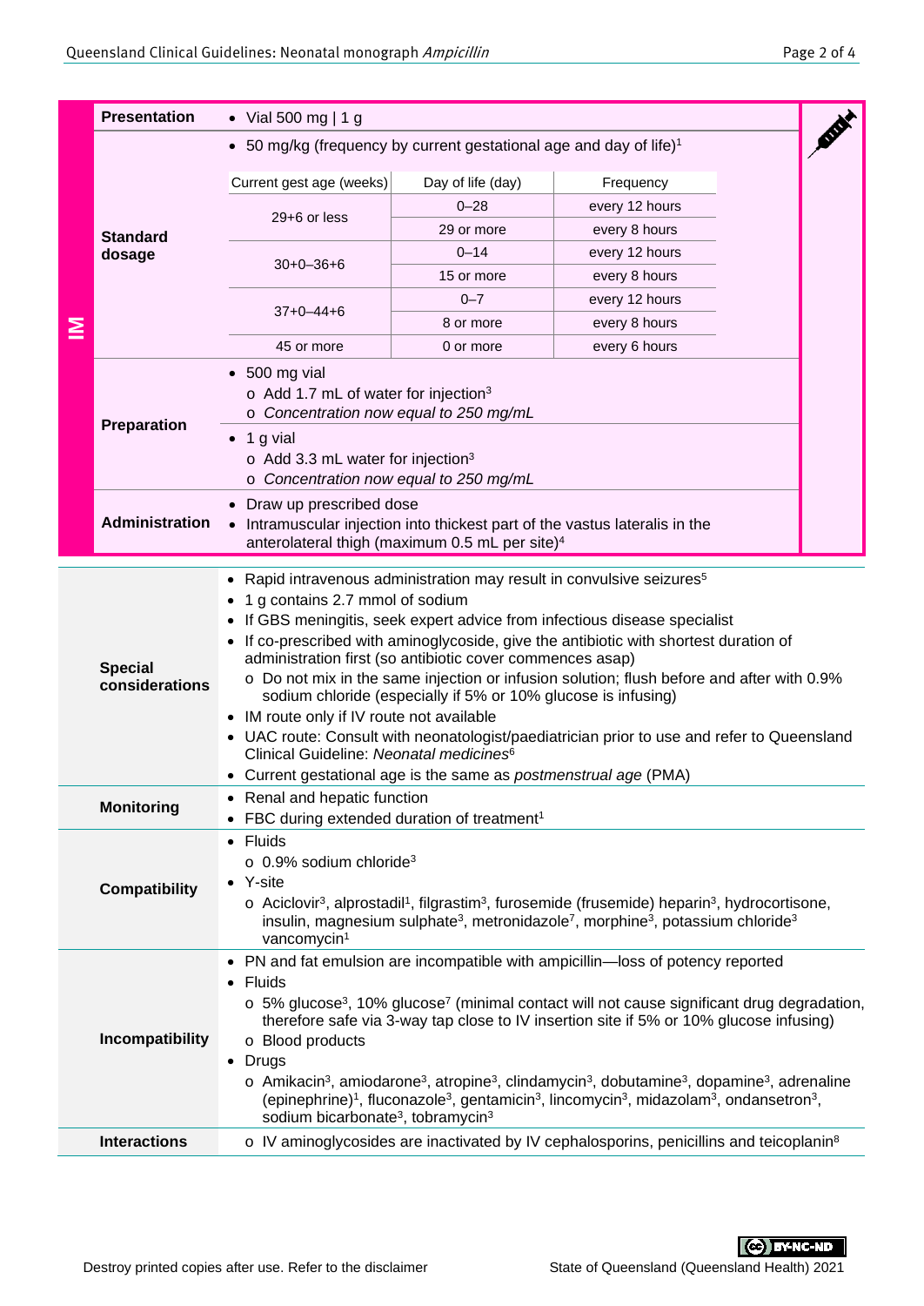## IM

| | |
|---|---|
| **Presentation** | • Vial 500 mg \| 1 g |
| **Standard dosage** | • 50 mg/kg (frequency by current gestational age and day of life)[1] |
| **Preparation** | • 500 mg vial<br>o Add 1.7 mL of water for injection[3]<br>o *Concentration now equal to 250 mg/mL*<br>• 1 g vial<br>o Add 3.3 mL water for injection[3]<br>o *Concentration now equal to 250 mg/mL* |
| **Administration** | • Draw up prescribed dose<br>• Intramuscular injection into thickest part of the vastus lateralis in the anterolateral thigh (maximum 0.5 mL per site)[4] |

| Current gest age (weeks) | Day of life (day) | Frequency |
|---|---|---|
| 29+6 or less | 0–28 | every 12 hours |
| | 29 or more | every 8 hours |
| 30+0–36+6 | 0–14 | every 12 hours |
| | 15 or more | every 8 hours |
| 37+0–44+6 | 0–7 | every 12 hours |
| | 8 or more | every 8 hours |
| 45 or more | 0 or more | every 6 hours |

| | |
|---|---|
| **Special considerations** | • Rapid intravenous administration may result in convulsive seizures[5]<br>• 1 g contains 2.7 mmol of sodium<br>• If GBS meningitis, seek expert advice from infectious disease specialist<br>• If co-prescribed with aminoglycoside, give the antibiotic with shortest duration of administration first (so antibiotic cover commences asap)<br>o Do not mix in the same injection or infusion solution; flush before and after with 0.9% sodium chloride (especially if 5% or 10% glucose is infusing)<br>• IM route only if IV route not available<br>• UAC route: Consult with neonatologist/paediatrician prior to use and refer to Queensland Clinical Guideline: *Neonatal medicines*[6]<br>• Current gestational age is the same as *postmenstrual age* (PMA) |
| **Monitoring** | • Renal and hepatic function<br>• FBC during extended duration of treatment[1] |
| **Compatibility** | • Fluids<br>o 0.9% sodium chloride[3]<br>• Y-site<br>o Aciclovir[3], alprostadil[1], filgrastim[3], furosemide (frusemide) heparin[3], hydrocortisone, insulin, magnesium sulphate[3], metronidazole[7], morphine[3], potassium chloride[3] vancomycin[1] |
| **Incompatibility** | • PN and fat emulsion are incompatible with ampicillin—loss of potency reported<br>• Fluids<br>o 5% glucose[3], 10% glucose[7] (minimal contact will not cause significant drug degradation, therefore safe via 3-way tap close to IV insertion site if 5% or 10% glucose infusing)<br>o Blood products<br>• Drugs<br>o Amikacin[3], amiodarone[3], atropine[3], clindamycin[3], dobutamine[3], dopamine[3], adrenaline (epinephrine)[1], fluconazole[3], gentamicin[3], lincomycin[3], midazolam[3], ondansetron[3], sodium bicarbonate[3], tobramycin[3] |
| **Interactions** | o IV aminoglycosides are inactivated by IV cephalosporins, penicillins and teicoplanin[8] |

Destroy printed copies after use. Refer to the disclaimer

State of Queensland (Queensland Health) 2021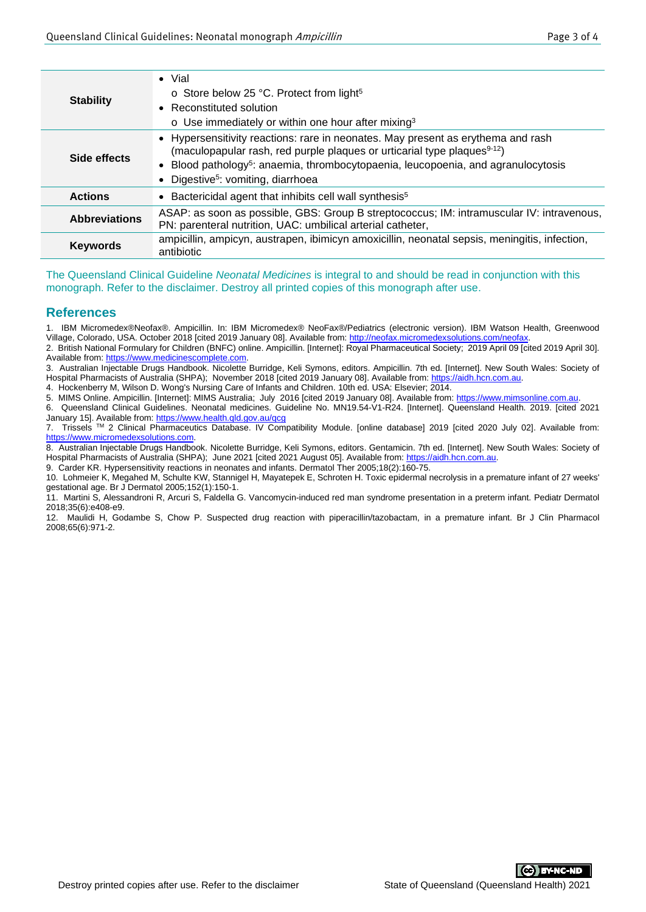| | |
|---|---|
| **Stability** | • Vial<br>o Store below 25 °C. Protect from light[5]<br>• Reconstituted solution<br>o Use immediately or within one hour after mixing[3] |
| **Side effects** | • Hypersensitivity reactions: rare in neonates. May present as erythema and rash (maculopapular rash, red purple plaques or urticarial type plaques[9-12])<br>• Blood pathology[5]: anaemia, thrombocytopaenia, leucopoenia, and agranulocytosis<br>• Digestive[5]: vomiting, diarrhoea |
| **Actions** | • Bactericidal agent that inhibits cell wall synthesis[5] |
| **Abbreviations** | ASAP: as soon as possible, GBS: Group B streptococcus; IM: intramuscular IV: intravenous, PN: parenteral nutrition, UAC: umbilical arterial catheter, |
| **Keywords** | ampicillin, ampicyn, austrapen, ibimicyn amoxicillin, neonatal sepsis, meningitis, infection, antibiotic |

The Queensland Clinical Guideline *Neonatal Medicines* is integral to and should be read in conjunction with this monograph. Refer to the disclaimer. Destroy all printed copies of this monograph after use.

## References

1. IBM Micromedex®Neofax®. Ampicillin. In: IBM Micromedex® NeoFax®/Pediatrics (electronic version). IBM Watson Health, Greenwood Village, Colorado, USA. October 2018 [cited 2019 January 08]. Available from: http://neofax.micromedexsolutions.com/neofax.
2. British National Formulary for Children (BNFC) online. Ampicillin. [Internet]: Royal Pharmaceutical Society; 2019 April 09 [cited 2019 April 30]. Available from: https://www.medicinescomplete.com.
3. Australian Injectable Drugs Handbook. Nicolette Burridge, Keli Symons, editors. Ampicillin. 7th ed. [Internet]. New South Wales: Society of Hospital Pharmacists of Australia (SHPA); November 2018 [cited 2019 January 08]. Available from: https://aidh.hcn.com.au.
4. Hockenberry M, Wilson D. Wong's Nursing Care of Infants and Children. 10th ed. USA: Elsevier; 2014.
5. MIMS Online. Ampicillin. [Internet]: MIMS Australia; July 2016 [cited 2019 January 08]. Available from: https://www.mimsonline.com.au.
6. Queensland Clinical Guidelines. Neonatal medicines. Guideline No. MN19.54-V1-R24. [Internet]. Queensland Health. 2019. [cited 2021 January 15]. Available from: https://www.health.qld.gov.au/qcg
7. Trissels ™ 2 Clinical Pharmaceutics Database. IV Compatibility Module. [online database] 2019 [cited 2020 July 02]. Available from: https://www.micromedexsolutions.com.
8. Australian Injectable Drugs Handbook. Nicolette Burridge, Keli Symons, editors. Gentamicin. 7th ed. [Internet]. New South Wales: Society of Hospital Pharmacists of Australia (SHPA); June 2021 [cited 2021 August 05]. Available from: https://aidh.hcn.com.au.
9. Carder KR. Hypersensitivity reactions in neonates and infants. Dermatol Ther 2005;18(2):160-75.
10. Lohmeier K, Megahed M, Schulte KW, Stannigel H, Mayatepek E, Schroten H. Toxic epidermal necrolysis in a premature infant of 27 weeks' gestational age. Br J Dermatol 2005;152(1):150-1.
11. Martini S, Alessandroni R, Arcuri S, Faldella G. Vancomycin-induced red man syndrome presentation in a preterm infant. Pediatr Dermatol 2018;35(6):e408-e9.
12. Maulidi H, Godambe S, Chow P. Suspected drug reaction with piperacillin/tazobactam, in a premature infant. Br J Clin Pharmacol 2008;65(6):971-2.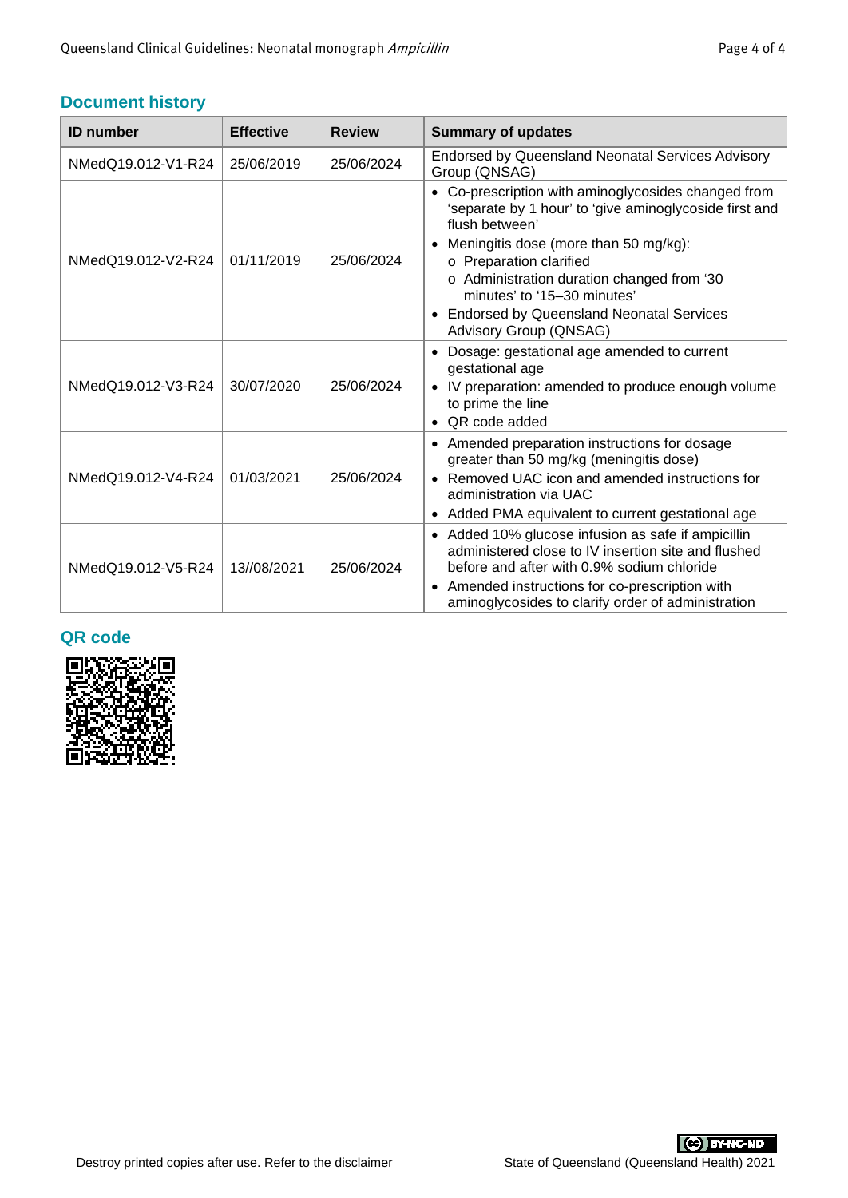## Document history

| ID number | Effective | Review | Summary of updates |
|---|---|---|---|
| NMedQ19.012-V1-R24 | 25/06/2019 | 25/06/2024 | Endorsed by Queensland Neonatal Services Advisory Group (QNSAG) |
| NMedQ19.012-V2-R24 | 01/11/2019 | 25/06/2024 | • Co-prescription with aminoglycosides changed from 'separate by 1 hour' to 'give aminoglycoside first and flush between'<br>• Meningitis dose (more than 50 mg/kg):<br>o Preparation clarified<br>o Administration duration changed from '30 minutes' to '15–30 minutes'<br>• Endorsed by Queensland Neonatal Services Advisory Group (QNSAG) |
| NMedQ19.012-V3-R24 | 30/07/2020 | 25/06/2024 | • Dosage: gestational age amended to current gestational age<br>• IV preparation: amended to produce enough volume to prime the line<br>• QR code added |
| NMedQ19.012-V4-R24 | 01/03/2021 | 25/06/2024 | • Amended preparation instructions for dosage greater than 50 mg/kg (meningitis dose)<br>• Removed UAC icon and amended instructions for administration via UAC<br>• Added PMA equivalent to current gestational age |
| NMedQ19.012-V5-R24 | 13//08/2021 | 25/06/2024 | • Added 10% glucose infusion as safe if ampicillin administered close to IV insertion site and flushed before and after with 0.9% sodium chloride<br>• Amended instructions for co-prescription with aminoglycosides to clarify order of administration |

## QR code